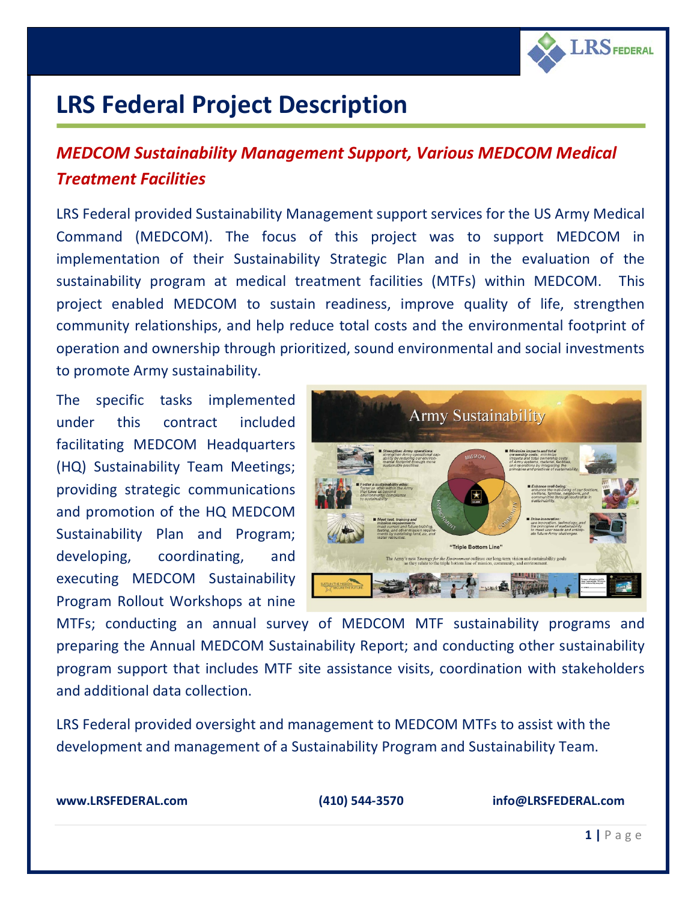# LRS Federal Project Description

## *MEDCOM Sustainability Management Support, Various MEDCOM Medical Treatment Facilities*

LRS Federal provided Sustainability Management support services for the US Army Medical Command (MEDCOM). The focus of this project was to support MEDCOM in implementation of their Sustainability Strategic Plan and in the evaluation of the sustainability program at medical treatment facilities (MTFs) within MEDCOM. This project enabled MEDCOM to sustain readiness, improve quality of life, strengthen community relationships, and help reduce total costs and the environmental footprint of operation and ownership through prioritized, sound environmental and social investments to promote Army sustainability.

The specific tasks implemented under this contract included facilitating MEDCOM Headquarters (HQ) Sustainability Team Meetings; providing strategic communications and promotion of the HQ MEDCOM Sustainability Plan and Program; developing, coordinating, and executing MEDCOM Sustainability Program Rollout Workshops at nine MTFs; conducting an annual survey of MEDCOM MTF sustainability programs and preparing the Annual MEDCOM Sustainability Report; and conducting other sustainability program support that includes MTF site assistance visits, coordination with stakeholders and additional data collection.

LRS Federal provided oversight and management to MEDCOM MTFs to assist with the development and management of a Sustainability Program and Sustainability Team.

**www.LRSFEDERAL.com** **(410) 544-3570** **info@LRSFEDERAL.com**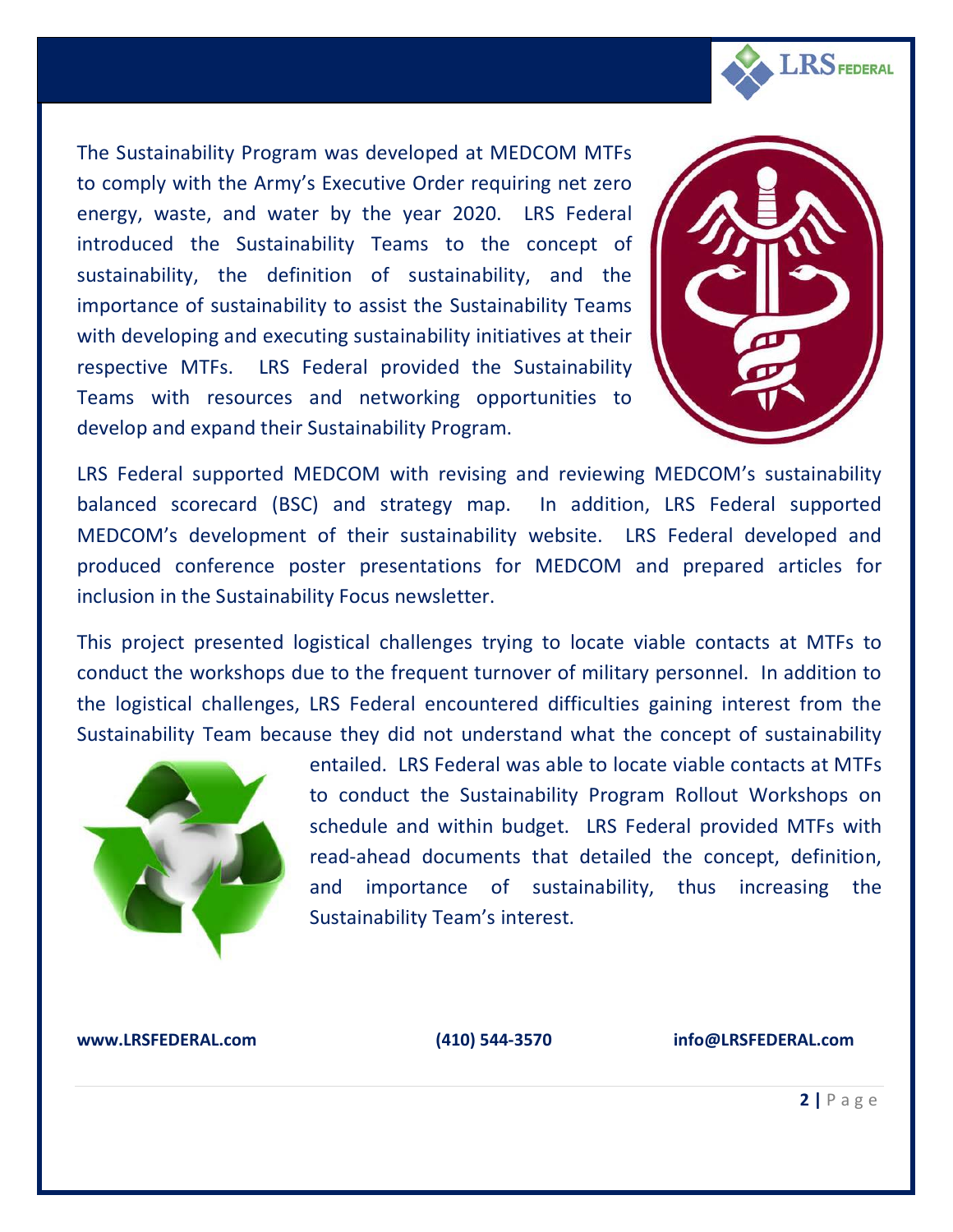The Sustainability Program was developed at MEDCOM MTFs to comply with the Army's Executive Order requiring net zero energy, waste, and water by the year 2020. LRS Federal introduced the Sustainability Teams to the concept of sustainability, the definition of sustainability, and the importance of sustainability to assist the Sustainability Teams with developing and executing sustainability initiatives at their respective MTFs. LRS Federal provided the Sustainability Teams with resources and networking opportunities to develop and expand their Sustainability Program.

LRS Federal supported MEDCOM with revising and reviewing MEDCOM's sustainability balanced scorecard (BSC) and strategy map. In addition, LRS Federal supported MEDCOM's development of their sustainability website. LRS Federal developed and produced conference poster presentations for MEDCOM and prepared articles for inclusion in the Sustainability Focus newsletter.

This project presented logistical challenges trying to locate viable contacts at MTFs to conduct the workshops due to the frequent turnover of military personnel. In addition to the logistical challenges, LRS Federal encountered difficulties gaining interest from the Sustainability Team because they did not understand what the concept of sustainability entailed. LRS Federal was able to locate viable contacts at MTFs to conduct the Sustainability Program Rollout Workshops on schedule and within budget. LRS Federal provided MTFs with read-ahead documents that detailed the concept, definition, and importance of sustainability, thus increasing the Sustainability Team's interest.

**www.LRSFEDERAL.com** **(410) 544-3570** **info@LRSFEDERAL.com**